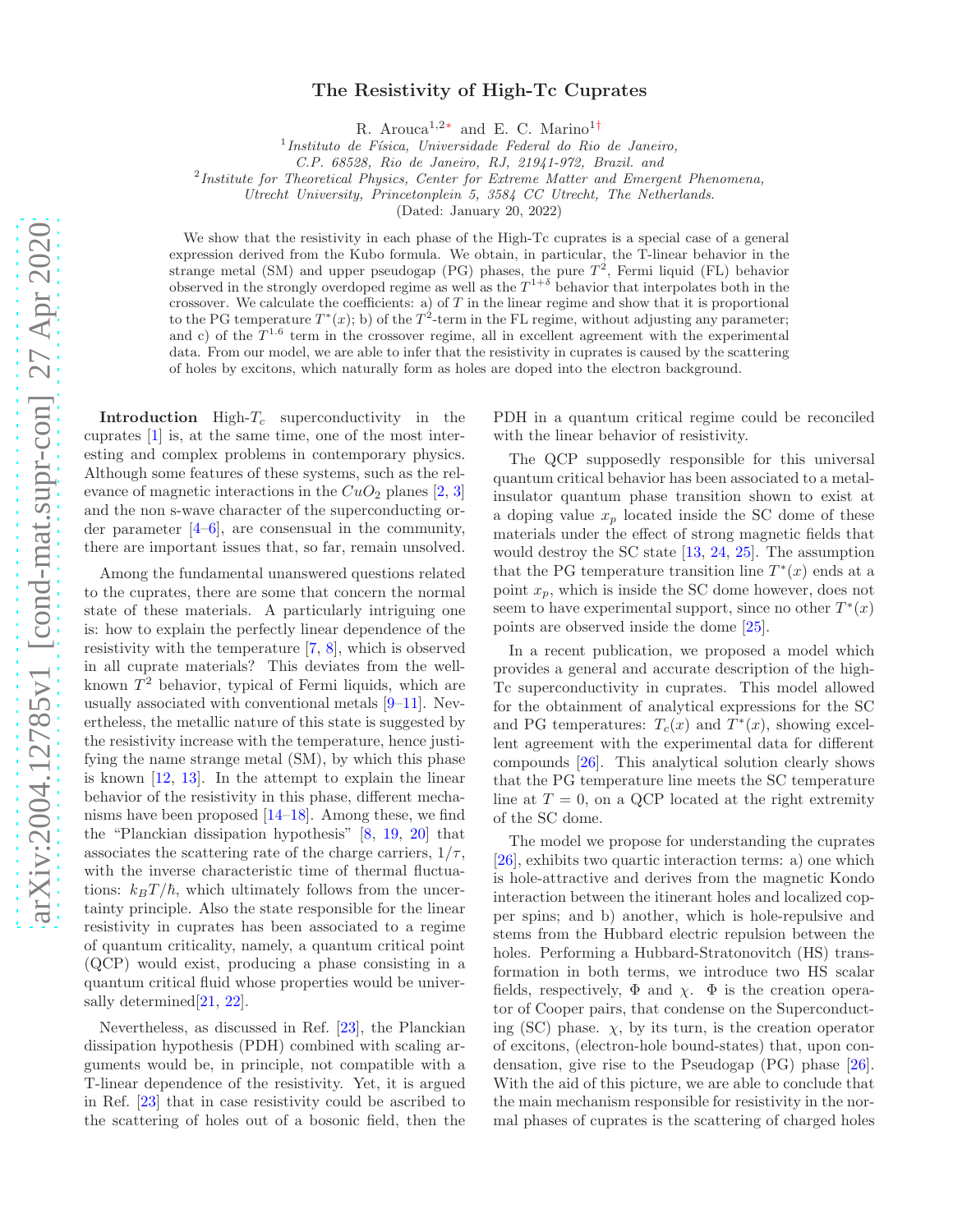# The Resistivity of High-Tc Cuprates

R. Arouca[1,2*] and E. C. Marino[1†]

[1] *Instituto de Física, Universidade Federal do Rio de Janeiro, C.P. 68528, Rio de Janeiro, RJ, 21941-972, Brazil.* and

[2] *Institute for Theoretical Physics, Center for Extreme Matter and Emergent Phenomena, Utrecht University, Princetonplein 5, 3584 CC Utrecht, The Netherlands.*

(Dated: January 20, 2022)

We show that the resistivity in each phase of the High-Tc cuprates is a special case of a general expression derived from the Kubo formula. We obtain, in particular, the T-linear behavior in the strange metal (SM) and upper pseudogap (PG) phases, the pure $T^2$, Fermi liquid (FL) behavior observed in the strongly overdoped regime as well as the $T^{1+\delta}$ behavior that interpolates both in the crossover. We calculate the coefficients: a) of $T$ in the linear regime and show that it is proportional to the PG temperature $T^*(x)$; b) of the $T^2$-term in the FL regime, without adjusting any parameter; and c) of the $T^{1.6}$ term in the crossover regime, all in excellent agreement with the experimental data. From our model, we are able to infer that the resistivity in cuprates is caused by the scattering of holes by excitons, which naturally form as holes are doped into the electron background.

**Introduction** High-$T_c$ superconductivity in the cuprates [1] is, at the same time, one of the most interesting and complex problems in contemporary physics. Although some features of these systems, such as the relevance of magnetic interactions in the $CuO_2$ planes [2, 3] and the non s-wave character of the superconducting order parameter [4–6], are consensual in the community, there are important issues that, so far, remain unsolved.

Among the fundamental unanswered questions related to the cuprates, there are some that concern the normal state of these materials. A particularly intriguing one is: how to explain the perfectly linear dependence of the resistivity with the temperature [7, 8], which is observed in all cuprate materials? This deviates from the well-known $T^2$ behavior, typical of Fermi liquids, which are usually associated with conventional metals [9–11]. Nevertheless, the metallic nature of this state is suggested by the resistivity increase with the temperature, hence justifying the name strange metal (SM), by which this phase is known [12, 13]. In the attempt to explain the linear behavior of the resistivity in this phase, different mechanisms have been proposed [14–18]. Among these, we find the "Planckian dissipation hypothesis" [8, 19, 20] that associates the scattering rate of the charge carriers, $1/\tau$, with the inverse characteristic time of thermal fluctuations: $k_BT/\hbar$, which ultimately follows from the uncertainty principle. Also the state responsible for the linear resistivity in cuprates has been associated to a regime of quantum criticality, namely, a quantum critical point (QCP) would exist, producing a phase consisting in a quantum critical fluid whose properties would be universally determined[21, 22].

Nevertheless, as discussed in Ref. [23], the Planckian dissipation hypothesis (PDH) combined with scaling arguments would be, in principle, not compatible with a T-linear dependence of the resistivity. Yet, it is argued in Ref. [23] that in case resistivity could be ascribed to the scattering of holes out of a bosonic field, then the PDH in a quantum critical regime could be reconciled with the linear behavior of resistivity.

The QCP supposedly responsible for this universal quantum critical behavior has been associated to a metal-insulator quantum phase transition shown to exist at a doping value $x_p$ located inside the SC dome of these materials under the effect of strong magnetic fields that would destroy the SC state [13, 24, 25]. The assumption that the PG temperature transition line $T^*(x)$ ends at a point $x_p$, which is inside the SC dome however, does not seem to have experimental support, since no other $T^*(x)$ points are observed inside the dome [25].

In a recent publication, we proposed a model which provides a general and accurate description of the high-Tc superconductivity in cuprates. This model allowed for the obtainment of analytical expressions for the SC and PG temperatures: $T_c(x)$ and $T^*(x)$, showing excellent agreement with the experimental data for different compounds [26]. This analytical solution clearly shows that the PG temperature line meets the SC temperature line at $T = 0$, on a QCP located at the right extremity of the SC dome.

The model we propose for understanding the cuprates [26], exhibits two quartic interaction terms: a) one which is hole-attractive and derives from the magnetic Kondo interaction between the itinerant holes and localized copper spins; and b) another, which is hole-repulsive and stems from the Hubbard electric repulsion between the holes. Performing a Hubbard-Stratonovitch (HS) transformation in both terms, we introduce two HS scalar fields, respectively, $\Phi$ and $\chi$. $\Phi$ is the creation operator of Cooper pairs, that condense on the Superconducting (SC) phase. $\chi$, by its turn, is the creation operator of excitons, (electron-hole bound-states) that, upon condensation, give rise to the Pseudogap (PG) phase [26]. With the aid of this picture, we are able to conclude that the main mechanism responsible for resistivity in the normal phases of cuprates is the scattering of charged holes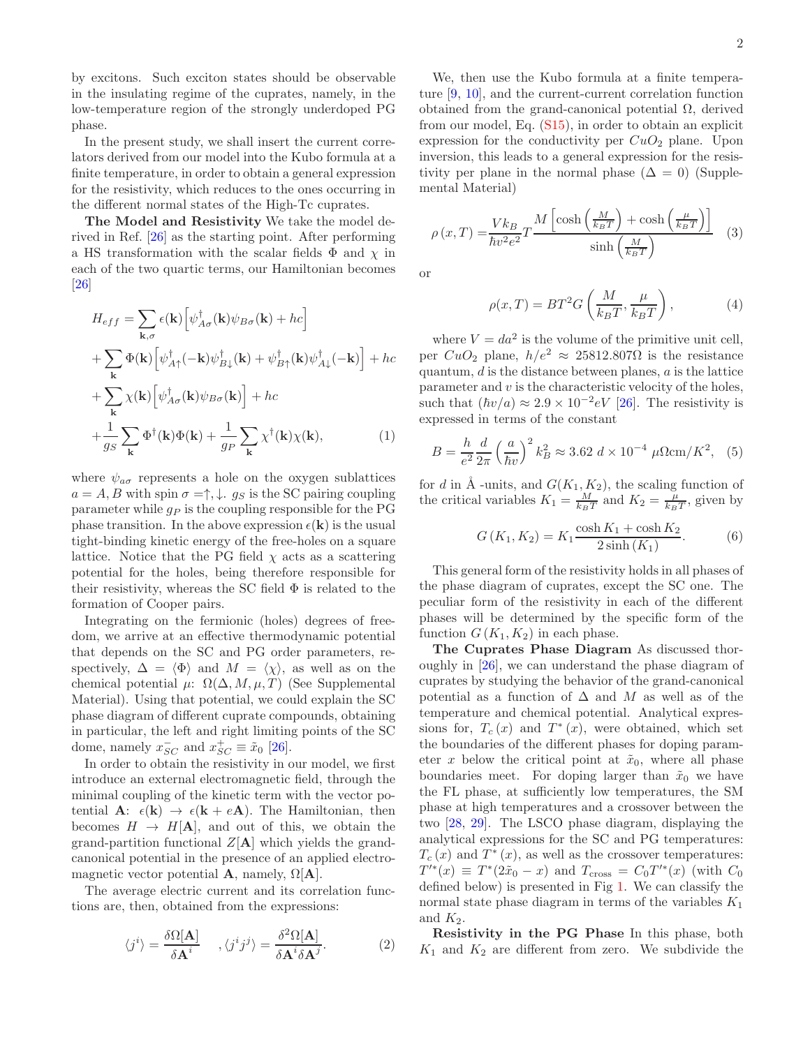by excitons. Such exciton states should be observable in the insulating regime of the cuprates, namely, in the low-temperature region of the strongly underdoped PG phase.

In the present study, we shall insert the current correlators derived from our model into the Kubo formula at a finite temperature, in order to obtain a general expression for the resistivity, which reduces to the ones occurring in the different normal states of the High-Tc cuprates.

**The Model and Resistivity** We take the model derived in Ref. [26] as the starting point. After performing a HS transformation with the scalar fields $\Phi$ and $\chi$ in each of the two quartic terms, our Hamiltonian becomes [26]

$$
\begin{aligned}
H_{eff} &= \sum_{\mathbf{k},\sigma} \epsilon(\mathbf{k}) \Big[ \psi^\dagger_{A\sigma}(\mathbf{k}) \psi_{B\sigma}(\mathbf{k}) + hc \Big] \\
&+ \sum_{\mathbf{k}} \Phi(\mathbf{k}) \Big[ \psi^\dagger_{A\uparrow}(-\mathbf{k}) \psi^\dagger_{B\downarrow}(\mathbf{k}) + \psi^\dagger_{B\uparrow}(\mathbf{k}) \psi^\dagger_{A\downarrow}(-\mathbf{k}) \Big] + hc \\
&+ \sum_{\mathbf{k}} \chi(\mathbf{k}) \Big[ \psi^\dagger_{A\sigma}(\mathbf{k}) \psi_{B\sigma}(\mathbf{k}) \Big] + hc \\
&+ \frac{1}{g_S} \sum_{\mathbf{k}} \Phi^\dagger(\mathbf{k}) \Phi(\mathbf{k}) + \frac{1}{g_P} \sum_{\mathbf{k}} \chi^\dagger(\mathbf{k}) \chi(\mathbf{k}), \qquad (1)
\end{aligned}
$$

where $\psi_{a\sigma}$ represents a hole on the oxygen sublattices $a = A, B$ with spin $\sigma = \uparrow, \downarrow$. $g_S$ is the SC pairing coupling parameter while $g_P$ is the coupling responsible for the PG phase transition. In the above expression $\epsilon(\mathbf{k})$ is the usual tight-binding kinetic energy of the free-holes on a square lattice. Notice that the PG field $\chi$ acts as a scattering potential for the holes, being therefore responsible for their resistivity, whereas the SC field $\Phi$ is related to the formation of Cooper pairs.

Integrating on the fermionic (holes) degrees of freedom, we arrive at an effective thermodynamic potential that depends on the SC and PG order parameters, respectively, $\Delta = \langle \Phi \rangle$ and $M = \langle \chi \rangle$, as well as on the chemical potential $\mu$: $\Omega(\Delta, M, \mu, T)$ (See Supplemental Material). Using that potential, we could explain the SC phase diagram of different cuprate compounds, obtaining in particular, the left and right limiting points of the SC dome, namely $x^-_{SC}$ and $x^+_{SC} \equiv \tilde{x}_0$ [26].

In order to obtain the resistivity in our model, we first introduce an external electromagnetic field, through the minimal coupling of the kinetic term with the vector potential $\mathbf{A}$: $\epsilon(\mathbf{k}) \to \epsilon(\mathbf{k} + e\mathbf{A})$. The Hamiltonian, then becomes $H \to H[\mathbf{A}]$, and out of this, we obtain the grand-partition functional $Z[\mathbf{A}]$ which yields the grand-canonical potential in the presence of an applied electromagnetic vector potential $\mathbf{A}$, namely, $\Omega[\mathbf{A}]$.

The average electric current and its correlation functions are, then, obtained from the expressions:

$$
\langle j^i \rangle = \frac{\delta \Omega[\mathbf{A}]}{\delta \mathbf{A}^i} \quad , \langle j^i j^j \rangle = \frac{\delta^2 \Omega[\mathbf{A}]}{\delta \mathbf{A}^i \delta \mathbf{A}^j}. \qquad (2)
$$

We, then use the Kubo formula at a finite temperature [9, 10], and the current-current correlation function obtained from the grand-canonical potential $\Omega$, derived from our model, Eq. (S15), in order to obtain an explicit expression for the conductivity per $CuO_2$ plane. Upon inversion, this leads to a general expression for the resistivity per plane in the normal phase ($\Delta = 0$) (Supplemental Material)

$$
\rho(x, T) = \frac{V k_B}{\hbar v^2 e^2} T \frac{M \left[ \cosh\left(\frac{M}{k_B T}\right) + \cosh\left(\frac{\mu}{k_B T}\right) \right]}{\sinh\left(\frac{M}{k_B T}\right)} \qquad (3)
$$

or

$$
\rho(x, T) = B T^2 G\left( \frac{M}{k_B T}, \frac{\mu}{k_B T} \right), \qquad (4)
$$

where $V = da^2$ is the volume of the primitive unit cell, per $CuO_2$ plane, $h/e^2 \approx 25812.807\Omega$ is the resistance quantum, $d$ is the distance between planes, $a$ is the lattice parameter and $v$ is the characteristic velocity of the holes, such that $(\hbar v/a) \approx 2.9 \times 10^{-2} eV$ [26]. The resistivity is expressed in terms of the constant

$$
B = \frac{h}{e^2} \frac{d}{2\pi} \left( \frac{a}{\hbar v} \right)^2 k_B^2 \approx 3.62\ d \times 10^{-4}\ \mu\Omega\text{cm}/K^2, \qquad (5)
$$

for $d$ in Å -units, and $G(K_1, K_2)$, the scaling function of the critical variables $K_1 = \frac{M}{k_B T}$ and $K_2 = \frac{\mu}{k_B T}$, given by

$$
G(K_1, K_2) = K_1 \frac{\cosh K_1 + \cosh K_2}{2 \sinh(K_1)}. \qquad (6)
$$

This general form of the resistivity holds in all phases of the phase diagram of cuprates, except the SC one. The peculiar form of the resistivity in each of the different phases will be determined by the specific form of the function $G(K_1, K_2)$ in each phase.

**The Cuprates Phase Diagram** As discussed thoroughly in [26], we can understand the phase diagram of cuprates by studying the behavior of the grand-canonical potential as a function of $\Delta$ and $M$ as well as of the temperature and chemical potential. Analytical expressions for, $T_c(x)$ and $T^*(x)$, were obtained, which set the boundaries of the different phases for doping parameter $x$ below the critical point at $\tilde{x}_0$, where all phase boundaries meet. For doping larger than $\tilde{x}_0$ we have the FL phase, at sufficiently low temperatures, the SM phase at high temperatures and a crossover between the two [28, 29]. The LSCO phase diagram, displaying the analytical expressions for the SC and PG temperatures: $T_c(x)$ and $T^*(x)$, as well as the crossover temperatures: $T'^*(x) \equiv T^*(2\tilde{x}_0 - x)$ and $T_{\text{cross}} = C_0 T'^*(x)$ (with $C_0$ defined below) is presented in Fig 1. We can classify the normal state phase diagram in terms of the variables $K_1$ and $K_2$.

**Resistivity in the PG Phase** In this phase, both $K_1$ and $K_2$ are different from zero. We subdivide the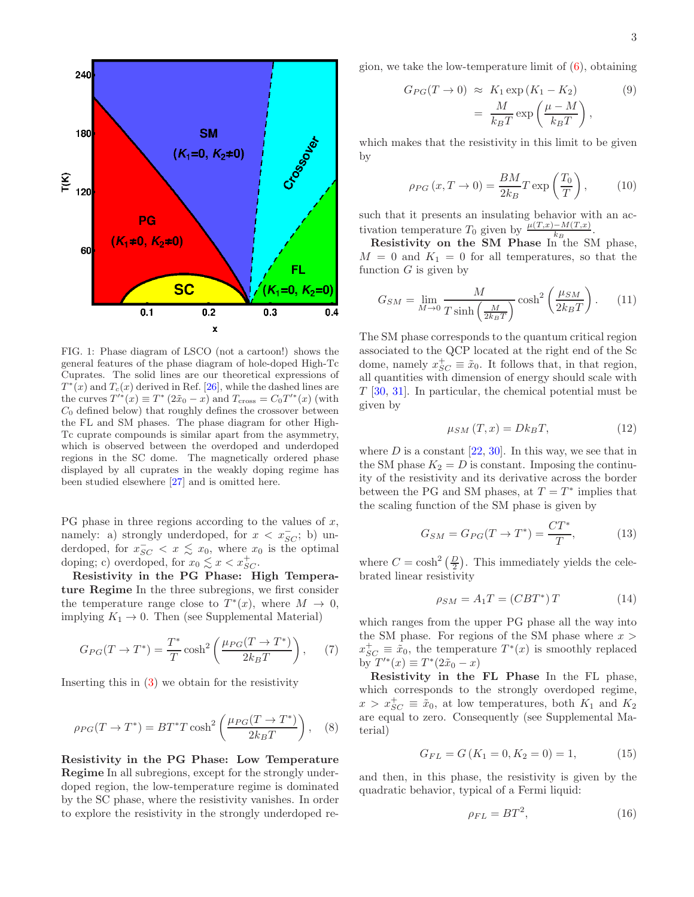240

180

T(K)

120

60

SM

($K_1$=0, $K_2$≠0)

Crossover

PG

($K_1$≠0, $K_2$≠0)

SC

FL

($K_1$=0, $K_2$=0)

0.1

0.2

0.3

0.4

x

FIG. 1: Phase diagram of LSCO (not a cartoon!) shows the general features of the phase diagram of hole-doped High-Tc Cuprates. The solid lines are our theoretical expressions of $T^*(x)$ and $T_c(x)$ derived in Ref. [26], while the dashed lines are the curves $T'^*(x) \equiv T^*(2\tilde{x}_0 - x)$ and $T_{\rm cross} = C_0 T'^*(x)$ (with $C_0$ defined below) that roughly defines the crossover between the FL and SM phases. The phase diagram for other High-Tc cuprate compounds is similar apart from the asymmetry, which is observed between the overdoped and underdoped regions in the SC dome. The magnetically ordered phase displayed by all cuprates in the weakly doping regime has been studied elsewhere [27] and is omitted here.

PG phase in three regions according to the values of $x$, namely: a) strongly underdoped, for $x < x^-_{SC}$; b) underdoped, for $x^-_{SC} < x \lesssim x_0$, where $x_0$ is the optimal doping; c) overdoped, for $x_0 \lesssim x < x^+_{SC}$.

**Resistivity in the PG Phase: High Temperature Regime** In the three subregions, we first consider the temperature range close to $T^*(x)$, where $M \to 0$, implying $K_1 \to 0$. Then (see Supplemental Material)

$$G_{PG}(T \to T^*) = \frac{T^*}{T} \cosh^2\left(\frac{\mu_{PG}(T \to T^*)}{2k_B T}\right), \quad (7)$$

Inserting this in (3) we obtain for the resistivity

$$\rho_{PG}(T \to T^*) = BT^* T \cosh^2\left(\frac{\mu_{PG}(T \to T^*)}{2k_B T}\right), \quad (8)$$

**Resistivity in the PG Phase: Low Temperature Regime** In all subregions, except for the strongly underdoped region, the low-temperature regime is dominated by the SC phase, where the resistivity vanishes. In order to explore the resistivity in the strongly underdoped region, we take the low-temperature limit of (6), obtaining

$$G_{PG}(T \to 0) \approx K_1 \exp(K_1 - K_2) = \frac{M}{k_B T} \exp\left(\frac{\mu - M}{k_B T}\right), \quad (9)$$

which makes that the resistivity in this limit to be given by

$$\rho_{PG}(x, T \to 0) = \frac{BM}{2k_B} T \exp\left(\frac{T_0}{T}\right), \quad (10)$$

such that it presents an insulating behavior with an activation temperature $T_0$ given by $\frac{\mu(T,x) - M(T,x)}{k_B}$.

**Resistivity on the SM Phase** In the SM phase, $M = 0$ and $K_1 = 0$ for all temperatures, so that the function $G$ is given by

$$G_{SM} = \lim_{M \to 0} \frac{M}{T \sinh\left(\frac{M}{2k_B T}\right)} \cosh^2\left(\frac{\mu_{SM}}{2k_B T}\right). \quad (11)$$

The SM phase corresponds to the quantum critical region associated to the QCP located at the right end of the Sc dome, namely $x^+_{SC} \equiv \tilde{x}_0$. It follows that, in that region, all quantities with dimension of energy should scale with $T$ [30, 31]. In particular, the chemical potential must be given by

$$\mu_{SM}(T, x) = D k_B T, \quad (12)$$

where $D$ is a constant [22, 30]. In this way, we see that in the SM phase $K_2 = D$ is constant. Imposing the continuity of the resistivity and its derivative across the border between the PG and SM phases, at $T = T^*$ implies that the scaling function of the SM phase is given by

$$G_{SM} = G_{PG}(T \to T^*) = \frac{CT^*}{T}, \quad (13)$$

where $C = \cosh^2\left(\frac{D}{2}\right)$. This immediately yields the celebrated linear resistivity

$$\rho_{SM} = A_1 T = (CBT^*)\, T \quad (14)$$

which ranges from the upper PG phase all the way into the SM phase. For regions of the SM phase where $x > x^+_{SC} \equiv \tilde{x}_0$, the temperature $T^*(x)$ is smoothly replaced by $T'^*(x) \equiv T^*(2\tilde{x}_0 - x)$

**Resistivity in the FL Phase** In the FL phase, which corresponds to the strongly overdoped regime, $x > x^+_{SC} \equiv \tilde{x}_0$, at low temperatures, both $K_1$ and $K_2$ are equal to zero. Consequently (see Supplemental Material)

$$G_{FL} = G(K_1 = 0, K_2 = 0) = 1, \quad (15)$$

and then, in this phase, the resistivity is given by the quadratic behavior, typical of a Fermi liquid:

$$\rho_{FL} = BT^2, \quad (16)$$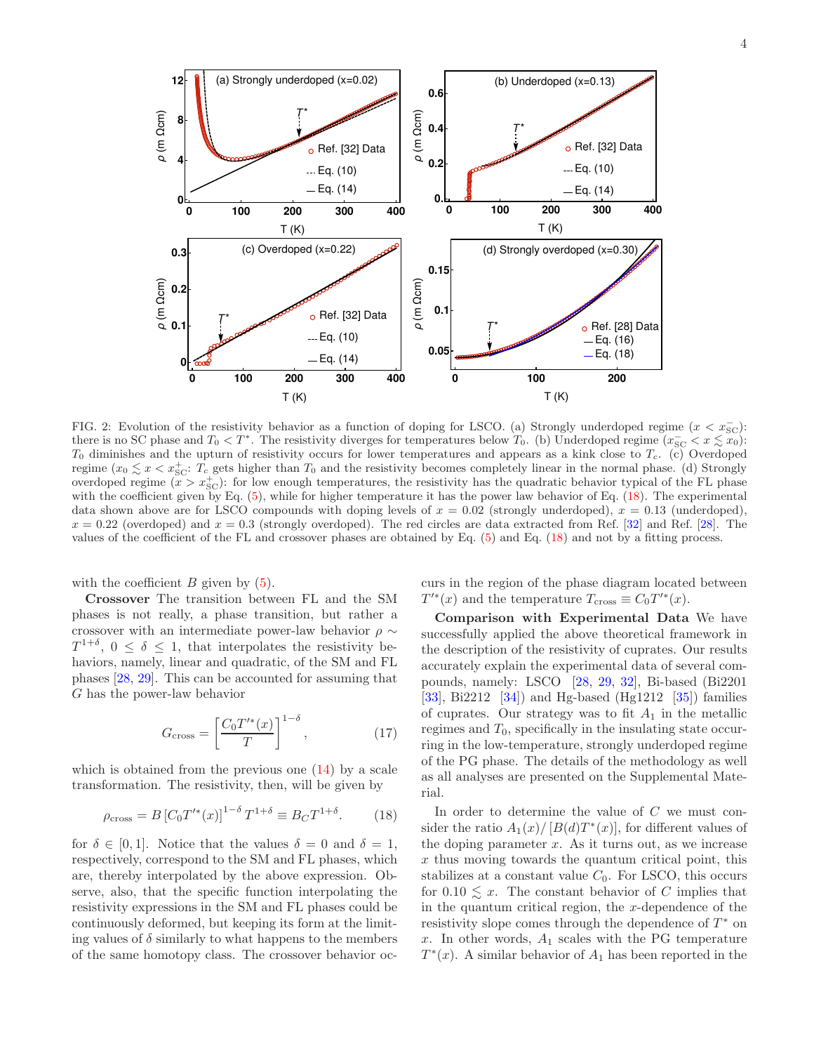(a) Strongly underdoped (x=0.02)

$\rho$ (m Ωcm)

12
8
4
0

0 100 200 300 400

T (K)

$T^*$

Ref. [32] Data
Eq. (10)
Eq. (14)

(b) Underdoped (x=0.13)

$\rho$ (m Ωcm)

0.6
0.4
0.2
0.

0 100 200 300 400

T (K)

$T^*$

Ref. [32] Data
Eq. (10)
Eq. (14)

(c) Overdoped (x=0.22)

$\rho$ (m Ωcm)

0.3
0.2
0.1
0

0 100 200 300 400

T (K)

$T^*$

Ref. [32] Data
Eq. (10)
Eq. (14)

(d) Strongly overdoped (x=0.30)

$\rho$ (m Ωcm)

0.15
0.1
0.05

0 100 200

T (K)

$T^*$

Ref. [28] Data
Eq. (16)
Eq. (18)

FIG. 2: Evolution of the resistivity behavior as a function of doping for LSCO. (a) Strongly underdoped regime ($x < x_{\rm SC}^-$): there is no SC phase and $T_0 < T^*$. The resistivity diverges for temperatures below $T_0$. (b) Underdoped regime ($x_{\rm SC}^- < x \lesssim x_0$): $T_0$ diminishes and the upturn of resistivity occurs for lower temperatures and appears as a kink close to $T_c$. (c) Overdoped regime ($x_0 \lesssim x < x_{\rm SC}^+$: $T_c$ gets higher than $T_0$ and the resistivity becomes completely linear in the normal phase. (d) Strongly overdoped regime ($x > x_{\rm SC}^+$): for low enough temperatures, the resistivity has the quadratic behavior typical of the FL phase with the coefficient given by Eq. (5), while for higher temperature it has the power law behavior of Eq. (18). The experimental data shown above are for LSCO compounds with doping levels of $x = 0.02$ (strongly underdoped), $x = 0.13$ (underdoped), $x = 0.22$ (overdoped) and $x = 0.3$ (strongly overdoped). The red circles are data extracted from Ref. [32] and Ref. [28]. The values of the coefficient of the FL and crossover phases are obtained by Eq. (5) and Eq. (18) and not by a fitting process.

with the coefficient $B$ given by (5).

**Crossover** The transition between FL and the SM phases is not really, a phase transition, but rather a crossover with an intermediate power-law behavior $\rho \sim T^{1+\delta}$, $0 \leq \delta \leq 1$, that interpolates the resistivity behaviors, namely, linear and quadratic, of the SM and FL phases [28, 29]. This can be accounted for assuming that $G$ has the power-law behavior

$$G_{\rm cross} = \left[\frac{C_0 T'^*(x)}{T}\right]^{1-\delta}, \tag{17}$$

which is obtained from the previous one (14) by a scale transformation. The resistivity, then, will be given by

$$\rho_{\rm cross} = B\left[C_0 T'^*(x)\right]^{1-\delta} T^{1+\delta} \equiv B_C T^{1+\delta}. \tag{18}$$

for $\delta \in [0, 1]$. Notice that the values $\delta = 0$ and $\delta = 1$, respectively, correspond to the SM and FL phases, which are, thereby interpolated by the above expression. Observe, also, that the specific function interpolating the resistivity expressions in the SM and FL phases could be continuously deformed, but keeping its form at the limiting values of $\delta$ similarly to what happens to the members of the same homotopy class. The crossover behavior occurs in the region of the phase diagram located between $T'^*(x)$ and the temperature $T_{\rm cross} \equiv C_0 T'^*(x)$.

**Comparison with Experimental Data** We have successfully applied the above theoretical framework in the description of the resistivity of cuprates. Our results accurately explain the experimental data of several compounds, namely: LSCO [28, 29, 32], Bi-based (Bi2201 [33], Bi2212 [34]) and Hg-based (Hg1212 [35]) families of cuprates. Our strategy was to fit $A_1$ in the metallic regimes and $T_0$, specifically in the insulating state occurring in the low-temperature, strongly underdoped regime of the PG phase. The details of the methodology as well as all analyses are presented on the Supplemental Material.

In order to determine the value of $C$ we must consider the ratio $A_1(x)/[B(d)T^*(x)]$, for different values of the doping parameter $x$. As it turns out, as we increase $x$ thus moving towards the quantum critical point, this stabilizes at a constant value $C_0$. For LSCO, this occurs for $0.10 \lesssim x$. The constant behavior of $C$ implies that in the quantum critical region, the $x$-dependence of the resistivity slope comes through the dependence of $T^*$ on $x$. In other words, $A_1$ scales with the PG temperature $T^*(x)$. A similar behavior of $A_1$ has been reported in the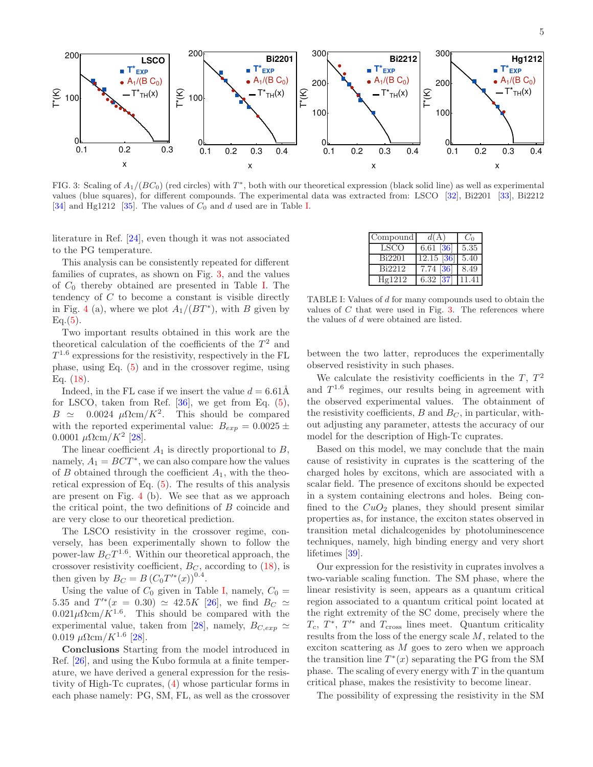LSCO

$T^*_{EXP}$

$A_1/(B\ C_0)$

$T^*_{TH}(x)$

$T^*$(K)

x

Bi2201

Bi2212

Hg1212

FIG. 3: Scaling of $A_1/(BC_0)$ (red circles) with $T^*$, both with our theoretical expression (black solid line) as well as experimental values (blue squares), for different compounds. The experimental data was extracted from: LSCO [32], Bi2201 [33], Bi2212 [34] and Hg1212 [35]. The values of $C_0$ and $d$ used are in Table I.

literature in Ref. [24], even though it was not associated to the PG temperature.

This analysis can be consistently repeated for different families of cuprates, as shown on Fig. 3, and the values of $C_0$ thereby obtained are presented in Table I. The tendency of $C$ to become a constant is visible directly in Fig. 4 (a), where we plot $A_1/(BT^*)$, with $B$ given by Eq.(5).

Two important results obtained in this work are the theoretical calculation of the coefficients of the $T^2$ and $T^{1.6}$ expressions for the resistivity, respectively in the FL phase, using Eq. (5) and in the crossover regime, using Eq. (18).

Indeed, in the FL case if we insert the value $d = 6.61$Å for LSCO, taken from Ref. [36], we get from Eq. (5), $B \simeq 0.0024\ \mu\Omega\text{cm}/K^2$. This should be compared with the reported experimental value: $B_{exp} = 0.0025 \pm 0.0001\ \mu\Omega\text{cm}/K^2$ [28].

The linear coefficient $A_1$ is directly proportional to $B$, namely, $A_1 = BCT^*$, we can also compare how the values of $B$ obtained through the coefficient $A_1$, with the theoretical expression of Eq. (5). The results of this analysis are present on Fig. 4 (b). We see that as we approach the critical point, the two definitions of $B$ coincide and are very close to our theoretical prediction.

The LSCO resistivity in the crossover regime, conversely, has been experimentally shown to follow the power-law $B_C T^{1.6}$. Within our theoretical approach, the crossover resistivity coefficient, $B_C$, according to (18), is then given by $B_C = B\left(C_0 T'^*(x)\right)^{0.4}$.

Using the value of $C_0$ given in Table I, namely, $C_0 = 5.35$ and $T'^*(x = 0.30) \simeq 42.5K$ [26], we find $B_C \simeq 0.021\mu\Omega\text{cm}/K^{1.6}$. This should be compared with the experimental value, taken from [28], namely, $B_{C,exp} \simeq 0.019\ \mu\Omega\text{cm}/K^{1.6}$ [28].

**Conclusions** Starting from the model introduced in Ref. [26], and using the Kubo formula at a finite temperature, we have derived a general expression for the resistivity of High-Tc cuprates, (4) whose particular forms in each phase namely: PG, SM, FL, as well as the crossover between the two latter, reproduces the experimentally observed resistivity in such phases.

| Compound | $d$(Å) | $C_0$ |
|---|---|---|
| LSCO | 6.61 [36] | 5.35 |
| Bi2201 | 12.15 [36] | 5.40 |
| Bi2212 | 7.74 [36] | 8.49 |
| Hg1212 | 6.32 [37] | 11.41 |

TABLE I: Values of $d$ for many compounds used to obtain the values of $C$ that were used in Fig. 3. The references where the values of $d$ were obtained are listed.

We calculate the resistivity coefficients in the $T$, $T^2$ and $T^{1.6}$ regimes, our results being in agreement with the observed experimental values. The obtainment of the resistivity coefficients, $B$ and $B_C$, in particular, without adjusting any parameter, attests the accuracy of our model for the description of High-Tc cuprates.

Based on this model, we may conclude that the main cause of resistivity in cuprates is the scattering of the charged holes by excitons, which are associated with a scalar field. The presence of excitons should be expected in a system containing electrons and holes. Being confined to the $CuO_2$ planes, they should present similar properties as, for instance, the exciton states observed in transition metal dichalcogenides by photoluminescence techniques, namely, high binding energy and very short lifetimes [39].

Our expression for the resistivity in cuprates involves a two-variable scaling function. The SM phase, where the linear resistivity is seen, appears as a quantum critical region associated to a quantum critical point located at the right extremity of the SC dome, precisely where the $T_c$, $T^*$, $T'^*$ and $T_{\text{cross}}$ lines meet. Quantum criticality results from the loss of the energy scale $M$, related to the exciton scattering as $M$ goes to zero when we approach the transition line $T^*(x)$ separating the PG from the SM phase. The scaling of every energy with $T$ in the quantum critical phase, makes the resistivity to become linear.

The possibility of expressing the resistivity in the SM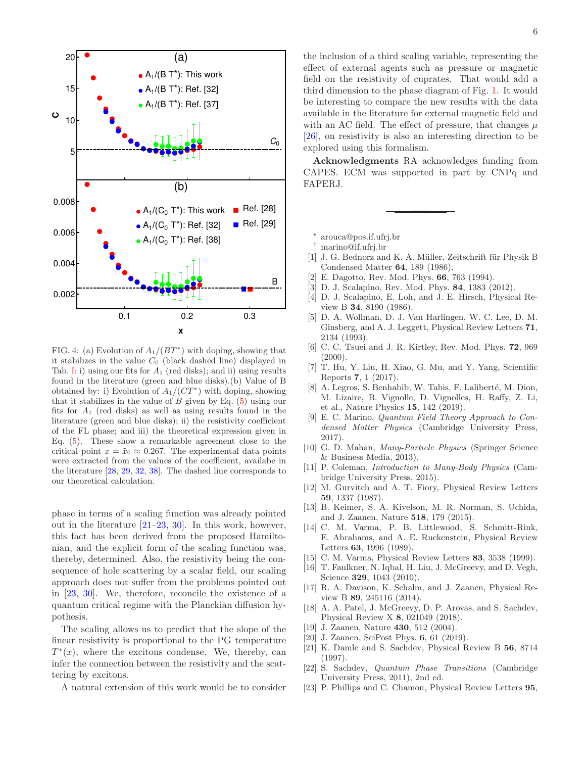(a)

$A_1/(B\ T^*)$: This work

$A_1/(B\ T^*)$: Ref. [32]

$A_1/(B\ T^*)$: Ref. [37]

C

20

15

10

5

$C_0$

(b)

$A_1/(C_0\ T^*)$: This work

$A_1/(C_0\ T^*)$: Ref. [32]

$A_1/(C_0\ T^*)$: Ref. [38]

Ref. [28]

Ref. [29]

0.008

0.006

0.004

0.002

B

0.1

0.2

0.3

x

FIG. 4: (a) Evolution of $A_1/(BT^*)$ with doping, showing that it stabilizes in the value $C_0$ (black dashed line) displayed in Tab. I: i) using our fits for $A_1$ (red disks); and ii) using results found in the literature (green and blue disks).(b) Value of B obtained by: i) Evolution of $A_1/(CT^*)$ with doping, showing that it stabilizes in the value of $B$ given by Eq. (5) using our fits for $A_1$ (red disks) as well as using results found in the literature (green and blue disks); ii) the resistivity coefficient of the FL phase; and iii) the theoretical expression given in Eq. (5). These show a remarkable agreement close to the critical point $x = \tilde{x}_0 \approx 0.267$. The experimental data points were extracted from the values of the coefficient, availabe in the literature [28, 29, 32, 38]. The dashed line corresponds to our theoretical calculation.

phase in terms of a scaling function was already pointed out in the literature [21–23, 30]. In this work, however, this fact has been derived from the proposed Hamiltonian, and the explicit form of the scaling function was, thereby, determined. Also, the resistivity being the consequence of hole scattering by a scalar field, our scaling approach does not suffer from the problems pointed out in [23, 30]. We, therefore, reconcile the existence of a quantum critical regime with the Planckian diffusion hypothesis.

The scaling allows us to predict that the slope of the linear resistivity is proportional to the PG temperature $T^*(x)$, where the excitons condense. We, thereby, can infer the connection between the resistivity and the scattering by excitons.

A natural extension of this work would be to consider the inclusion of a third scaling variable, representing the effect of external agents such as pressure or magnetic field on the resistivity of cuprates. That would add a third dimension to the phase diagram of Fig. 1. It would be interesting to compare the new results with the data available in the literature for external magnetic field and with an AC field. The effect of pressure, that changes $\mu$ [26], on resistivity is also an interesting direction to be explored using this formalism.

**Acknowledgments** RA acknowledges funding from CAPES. ECM was supported in part by CNPq and FAPERJ.

---

[*] arouca@pos.if.ufrj.br
[†] marino@if.ufrj.br

[1] J. G. Bednorz and K. A. Müller, Zeitschrift für Physik B Condensed Matter **64**, 189 (1986).
[2] E. Dagotto, Rev. Mod. Phys. **66**, 763 (1994).
[3] D. J. Scalapino, Rev. Mod. Phys. **84**, 1383 (2012).
[4] D. J. Scalapino, E. Loh, and J. E. Hirsch, Physical Review B **34**, 8190 (1986).
[5] D. A. Wollman, D. J. Van Harlingen, W. C. Lee, D. M. Ginsberg, and A. J. Leggett, Physical Review Letters **71**, 2134 (1993).
[6] C. C. Tsuei and J. R. Kirtley, Rev. Mod. Phys. **72**, 969 (2000).
[7] T. Hu, Y. Liu, H. Xiao, G. Mu, and Y. Yang, Scientific Reports **7**, 1 (2017).
[8] A. Legros, S. Benhabib, W. Tabis, F. Laliberté, M. Dion, M. Lizaire, B. Vignolle, D. Vignolles, H. Raffy, Z. Li, et al., Nature Physics **15**, 142 (2019).
[9] E. C. Marino, *Quantum Field Theory Approach to Condensed Matter Physics* (Cambridge University Press, 2017).
[10] G. D. Mahan, *Many-Particle Physics* (Springer Science & Business Media, 2013).
[11] P. Coleman, *Introduction to Many-Body Physics* (Cambridge University Press, 2015).
[12] M. Gurvitch and A. T. Fiory, Physical Review Letters **59**, 1337 (1987).
[13] B. Keimer, S. A. Kivelson, M. R. Norman, S. Uchida, and J. Zaanen, Nature **518**, 179 (2015).
[14] C. M. Varma, P. B. Littlewood, S. Schmitt-Rink, E. Abrahams, and A. E. Ruckenstein, Physical Review Letters **63**, 1996 (1989).
[15] C. M. Varma, Physical Review Letters **83**, 3538 (1999).
[16] T. Faulkner, N. Iqbal, H. Liu, J. McGreevy, and D. Vegh, Science **329**, 1043 (2010).
[17] R. A. Davison, K. Schalm, and J. Zaanen, Physical Review B **89**, 245116 (2014).
[18] A. A. Patel, J. McGreevy, D. P. Arovas, and S. Sachdev, Physical Review X **8**, 021049 (2018).
[19] J. Zaanen, Nature **430**, 512 (2004).
[20] J. Zaanen, SciPost Phys. **6**, 61 (2019).
[21] K. Damle and S. Sachdev, Physical Review B **56**, 8714 (1997).
[22] S. Sachdev, *Quantum Phase Transitions* (Cambridge University Press, 2011), 2nd ed.
[23] P. Phillips and C. Chamon, Physical Review Letters **95**,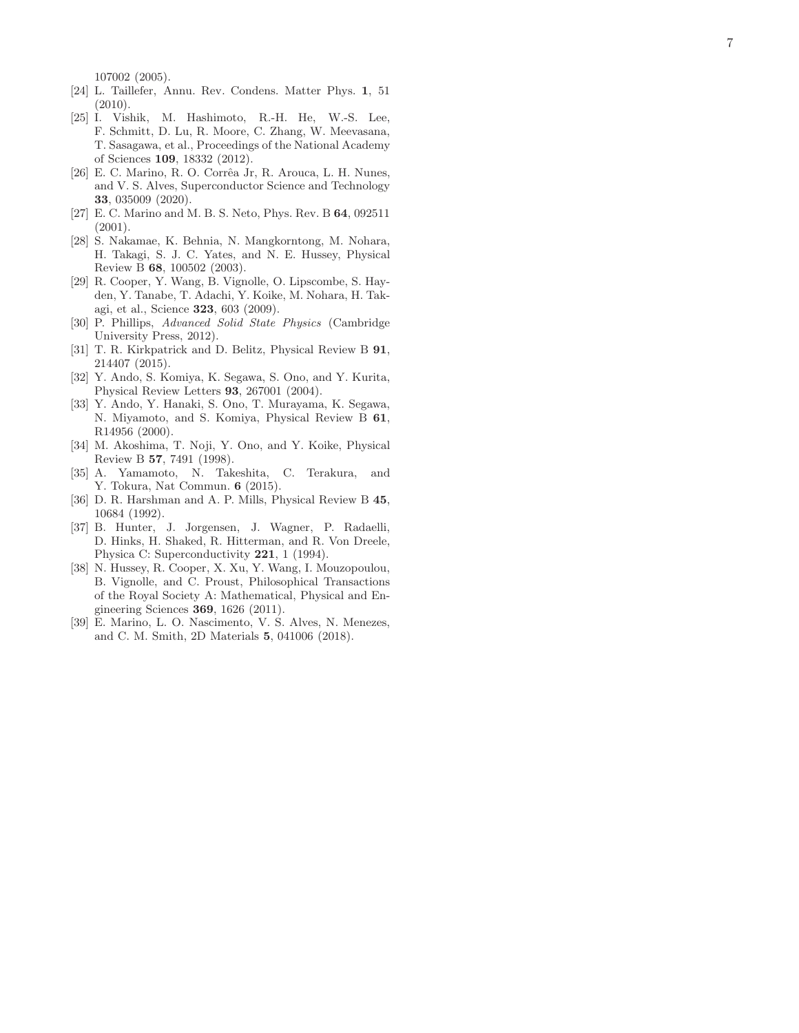107002 (2005).

[24] L. Taillefer, Annu. Rev. Condens. Matter Phys. **1**, 51 (2010).

[25] I. Vishik, M. Hashimoto, R.-H. He, W.-S. Lee, F. Schmitt, D. Lu, R. Moore, C. Zhang, W. Meevasana, T. Sasagawa, et al., Proceedings of the National Academy of Sciences **109**, 18332 (2012).

[26] E. C. Marino, R. O. Corrêa Jr, R. Arouca, L. H. Nunes, and V. S. Alves, Superconductor Science and Technology **33**, 035009 (2020).

[27] E. C. Marino and M. B. S. Neto, Phys. Rev. B **64**, 092511 (2001).

[28] S. Nakamae, K. Behnia, N. Mangkorntong, M. Nohara, H. Takagi, S. J. C. Yates, and N. E. Hussey, Physical Review B **68**, 100502 (2003).

[29] R. Cooper, Y. Wang, B. Vignolle, O. Lipscombe, S. Hayden, Y. Tanabe, T. Adachi, Y. Koike, M. Nohara, H. Takagi, et al., Science **323**, 603 (2009).

[30] P. Phillips, *Advanced Solid State Physics* (Cambridge University Press, 2012).

[31] T. R. Kirkpatrick and D. Belitz, Physical Review B **91**, 214407 (2015).

[32] Y. Ando, S. Komiya, K. Segawa, S. Ono, and Y. Kurita, Physical Review Letters **93**, 267001 (2004).

[33] Y. Ando, Y. Hanaki, S. Ono, T. Murayama, K. Segawa, N. Miyamoto, and S. Komiya, Physical Review B **61**, R14956 (2000).

[34] M. Akoshima, T. Noji, Y. Ono, and Y. Koike, Physical Review B **57**, 7491 (1998).

[35] A. Yamamoto, N. Takeshita, C. Terakura, and Y. Tokura, Nat Commun. **6** (2015).

[36] D. R. Harshman and A. P. Mills, Physical Review B **45**, 10684 (1992).

[37] B. Hunter, J. Jorgensen, J. Wagner, P. Radaelli, D. Hinks, H. Shaked, R. Hitterman, and R. Von Dreele, Physica C: Superconductivity **221**, 1 (1994).

[38] N. Hussey, R. Cooper, X. Xu, Y. Wang, I. Mouzopoulou, B. Vignolle, and C. Proust, Philosophical Transactions of the Royal Society A: Mathematical, Physical and Engineering Sciences **369**, 1626 (2011).

[39] E. Marino, L. O. Nascimento, V. S. Alves, N. Menezes, and C. M. Smith, 2D Materials **5**, 041006 (2018).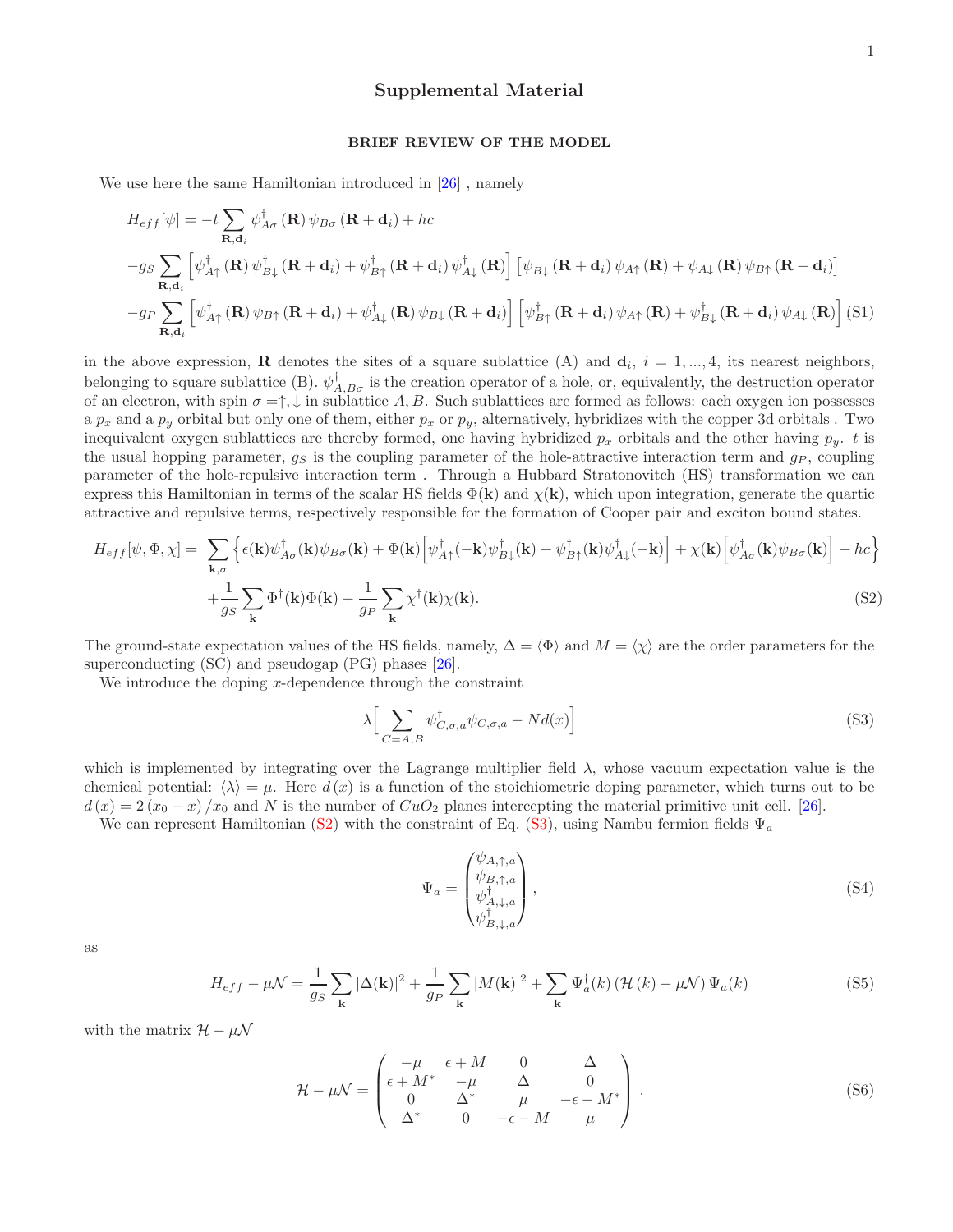# Supplemental Material

## BRIEF REVIEW OF THE MODEL

We use here the same Hamiltonian introduced in [26] , namely

$$
\begin{aligned}
H_{eff}[\psi] = & -t \sum_{\mathbf{R},\mathbf{d}_i} \psi^\dagger_{A\sigma}(\mathbf{R})\, \psi_{B\sigma}(\mathbf{R}+\mathbf{d}_i) + hc \\
& - g_S \sum_{\mathbf{R},\mathbf{d}_i} \left[ \psi^\dagger_{A\uparrow}(\mathbf{R})\, \psi^\dagger_{B\downarrow}(\mathbf{R}+\mathbf{d}_i) + \psi^\dagger_{B\uparrow}(\mathbf{R}+\mathbf{d}_i)\, \psi^\dagger_{A\downarrow}(\mathbf{R}) \right] \left[ \psi_{B\downarrow}(\mathbf{R}+\mathbf{d}_i)\, \psi_{A\uparrow}(\mathbf{R}) + \psi_{A\downarrow}(\mathbf{R})\, \psi_{B\uparrow}(\mathbf{R}+\mathbf{d}_i) \right] \\
& - g_P \sum_{\mathbf{R},\mathbf{d}_i} \left[ \psi^\dagger_{A\uparrow}(\mathbf{R})\, \psi_{B\uparrow}(\mathbf{R}+\mathbf{d}_i) + \psi^\dagger_{A\downarrow}(\mathbf{R})\, \psi_{B\downarrow}(\mathbf{R}+\mathbf{d}_i) \right] \left[ \psi^\dagger_{B\uparrow}(\mathbf{R}+\mathbf{d}_i)\, \psi_{A\uparrow}(\mathbf{R}) + \psi^\dagger_{B\downarrow}(\mathbf{R}+\mathbf{d}_i)\, \psi_{A\downarrow}(\mathbf{R}) \right]
\end{aligned} \tag{S1}
$$

in the above expression, $\mathbf{R}$ denotes the sites of a square sublattice (A) and $\mathbf{d}_i$, $i = 1, ..., 4$, its nearest neighbors, belonging to square sublattice (B). $\psi^\dagger_{A,B\sigma}$ is the creation operator of a hole, or, equivalently, the destruction operator of an electron, with spin $\sigma = \uparrow, \downarrow$ in sublattice $A, B$. Such sublattices are formed as follows: each oxygen ion possesses a $p_x$ and a $p_y$ orbital but only one of them, either $p_x$ or $p_y$, alternatively, hybridizes with the copper 3d orbitals . Two inequivalent oxygen sublattices are thereby formed, one having hybridized $p_x$ orbitals and the other having $p_y$. $t$ is the usual hopping parameter, $g_S$ is the coupling parameter of the hole-attractive interaction term and $g_P$, coupling parameter of the hole-repulsive interaction term . Through a Hubbard Stratonovitch (HS) transformation we can express this Hamiltonian in terms of the scalar HS fields $\Phi(\mathbf{k})$ and $\chi(\mathbf{k})$, which upon integration, generate the quartic attractive and repulsive terms, respectively responsible for the formation of Cooper pair and exciton bound states.

$$
\begin{aligned}
H_{eff}[\psi, \Phi, \chi] = & \sum_{\mathbf{k},\sigma} \Big\{ \epsilon(\mathbf{k}) \psi^\dagger_{A\sigma}(\mathbf{k}) \psi_{B\sigma}(\mathbf{k}) + \Phi(\mathbf{k}) \Big[ \psi^\dagger_{A\uparrow}(-\mathbf{k}) \psi^\dagger_{B\downarrow}(\mathbf{k}) + \psi^\dagger_{B\uparrow}(\mathbf{k}) \psi^\dagger_{A\downarrow}(-\mathbf{k}) \Big] + \chi(\mathbf{k}) \Big[ \psi^\dagger_{A\sigma}(\mathbf{k}) \psi_{B\sigma}(\mathbf{k}) \Big] + hc \Big\} \\
& + \frac{1}{g_S} \sum_{\mathbf{k}} \Phi^\dagger(\mathbf{k}) \Phi(\mathbf{k}) + \frac{1}{g_P} \sum_{\mathbf{k}} \chi^\dagger(\mathbf{k}) \chi(\mathbf{k}).
\end{aligned} \tag{S2}
$$

The ground-state expectation values of the HS fields, namely, $\Delta = \langle \Phi \rangle$ and $M = \langle \chi \rangle$ are the order parameters for the superconducting (SC) and pseudogap (PG) phases [26].

We introduce the doping $x$-dependence through the constraint

$$
\lambda \Big[ \sum_{C=A,B} \psi^\dagger_{C,\sigma,a} \psi_{C,\sigma,a} - N d(x) \Big] \tag{S3}
$$

which is implemented by integrating over the Lagrange multiplier field $\lambda$, whose vacuum expectation value is the chemical potential: $\langle \lambda \rangle = \mu$. Here $d(x)$ is a function of the stoichiometric doping parameter, which turns out to be $d(x) = 2(x_0 - x)/x_0$ and $N$ is the number of $CuO_2$ planes intercepting the material primitive unit cell. [26].

We can represent Hamiltonian (S2) with the constraint of Eq. (S3), using Nambu fermion fields $\Psi_a$

$$
\Psi_a = \begin{pmatrix} \psi_{A,\uparrow,a} \\ \psi_{B,\uparrow,a} \\ \psi^\dagger_{A,\downarrow,a} \\ \psi^\dagger_{B,\downarrow,a} \end{pmatrix}, \tag{S4}
$$

as

$$
H_{eff} - \mu \mathcal{N} = \frac{1}{g_S} \sum_{\mathbf{k}} |\Delta(\mathbf{k})|^2 + \frac{1}{g_P} \sum_{\mathbf{k}} |M(\mathbf{k})|^2 + \sum_{\mathbf{k}} \Psi^\dagger_a(k) \left( \mathcal{H}(k) - \mu \mathcal{N} \right) \Psi_a(k) \tag{S5}
$$

with the matrix $\mathcal{H} - \mu \mathcal{N}$

$$
\mathcal{H} - \mu \mathcal{N} = \begin{pmatrix} -\mu & \epsilon + M & 0 & \Delta \\ \epsilon + M^* & -\mu & \Delta & 0 \\ 0 & \Delta^* & \mu & -\epsilon - M^* \\ \Delta^* & 0 & -\epsilon - M & \mu \end{pmatrix}. \tag{S6}
$$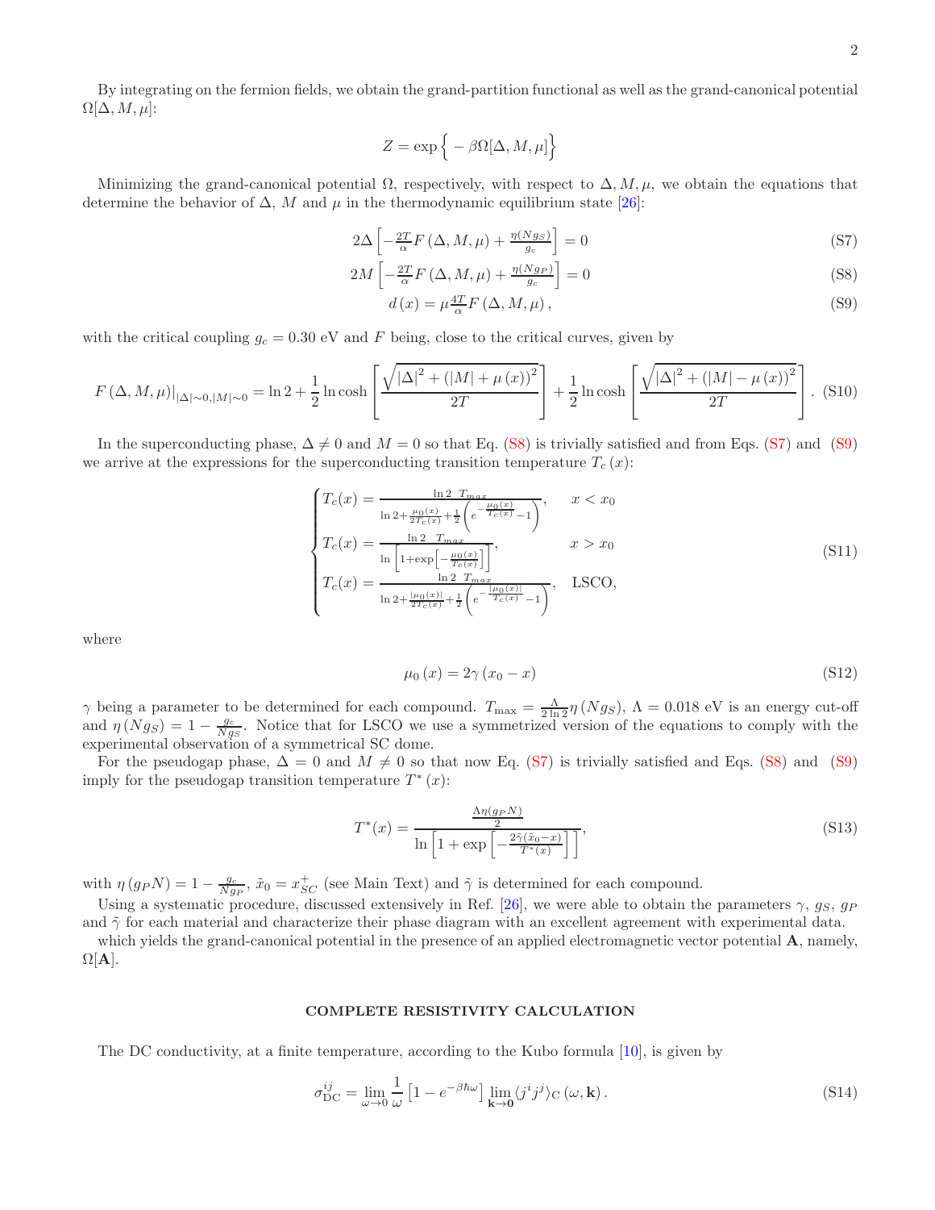By integrating on the fermion fields, we obtain the grand-partition functional as well as the grand-canonical potential $\Omega[\Delta, M, \mu]$:

$$Z = \exp\Big\{ -\beta\Omega[\Delta, M, \mu]\Big\}$$

Minimizing the grand-canonical potential $\Omega$, respectively, with respect to $\Delta, M, \mu$, we obtain the equations that determine the behavior of $\Delta$, $M$ and $\mu$ in the thermodynamic equilibrium state [26]:

$$2\Delta\left[-\tfrac{2T}{\alpha}F\left(\Delta, M, \mu\right)+\tfrac{\eta(Ng_S)}{g_c}\right]=0 \tag{S7}$$

$$2M\left[-\tfrac{2T}{\alpha}F\left(\Delta, M, \mu\right)+\tfrac{\eta(Ng_P)}{g_c}\right]=0 \tag{S8}$$

$$d\left(x\right)=\mu\tfrac{4T}{\alpha}F\left(\Delta, M, \mu\right), \tag{S9}$$

with the critical coupling $g_c = 0.30$ eV and $F$ being, close to the critical curves, given by

$$F\left(\Delta, M, \mu\right)|_{|\Delta|\sim 0,|M|\sim 0} = \ln 2 + \frac{1}{2}\ln\cosh\left[\frac{\sqrt{\left|\Delta\right|^2+\left(\left|M\right|+\mu\left(x\right)\right)^2}}{2T}\right]+\frac{1}{2}\ln\cosh\left[\frac{\sqrt{\left|\Delta\right|^2+\left(\left|M\right|-\mu\left(x\right)\right)^2}}{2T}\right]. \tag{S10}$$

In the superconducting phase, $\Delta \neq 0$ and $M = 0$ so that Eq. (S8) is trivially satisfied and from Eqs. (S7) and (S9) we arrive at the expressions for the superconducting transition temperature $T_c\left(x\right)$:

$$\begin{cases} T_c(x) = \dfrac{\ln 2 \;\; T_{max}}{\ln 2+\frac{\mu_0(x)}{2T_c(x)}+\frac{1}{2}\left(e^{-\frac{\mu_0(x)}{T_c(x)}}-1\right)}, & x < x_0 \\ T_c(x) = \dfrac{\ln 2 \;\; T_{max}}{\ln\left[1+\exp\left[-\frac{\mu_0(x)}{T_c(x)}\right]\right]}, & x > x_0 \\ T_c(x) = \dfrac{\ln 2 \;\; T_{max}}{\ln 2+\frac{|\mu_0(x)|}{2T_c(x)}+\frac{1}{2}\left(e^{-\frac{|\mu_0(x)|}{T_c(x)}}-1\right)}, & \text{LSCO,} \end{cases} \tag{S11}$$

where

$$\mu_0\left(x\right)=2\gamma\left(x_0-x\right) \tag{S12}$$

$\gamma$ being a parameter to be determined for each compound. $T_{\max} = \frac{\Lambda}{2\ln 2}\eta\left(Ng_S\right)$, $\Lambda = 0.018$ eV is an energy cut-off and $\eta\left(Ng_S\right) = 1 - \frac{g_c}{Ng_S}$. Notice that for LSCO we use a symmetrized version of the equations to comply with the experimental observation of a symmetrical SC dome.

For the pseudogap phase, $\Delta = 0$ and $M \neq 0$ so that now Eq. (S7) is trivially satisfied and Eqs. (S8) and (S9) imply for the pseudogap transition temperature $T^*\left(x\right)$:

$$T^*(x) = \frac{\frac{\Lambda\eta(g_P N)}{2}}{\ln\left[1+\exp\left[-\frac{2\tilde{\gamma}(\tilde{x}_0-x)}{T^*(x)}\right]\right]}, \tag{S13}$$

with $\eta\left(g_P N\right) = 1 - \frac{g_c}{Ng_P}$, $\tilde{x}_0 = x^+_{SC}$ (see Main Text) and $\tilde{\gamma}$ is determined for each compound.

Using a systematic procedure, discussed extensively in Ref. [26], we were able to obtain the parameters $\gamma$, $g_S$, $g_P$ and $\tilde{\gamma}$ for each material and characterize their phase diagram with an excellent agreement with experimental data.

which yields the grand-canonical potential in the presence of an applied electromagnetic vector potential $\mathbf{A}$, namely, $\Omega[\mathbf{A}]$.

## COMPLETE RESISTIVITY CALCULATION

The DC conductivity, at a finite temperature, according to the Kubo formula [10], is given by

$$\sigma^{ij}_{\rm DC} = \lim_{\omega\to 0}\frac{1}{\omega}\left[1-e^{-\beta\hbar\omega}\right]\lim_{\mathbf{k}\to\mathbf{0}}\langle j^i j^j\rangle_{\rm C}\left(\omega, \mathbf{k}\right). \tag{S14}$$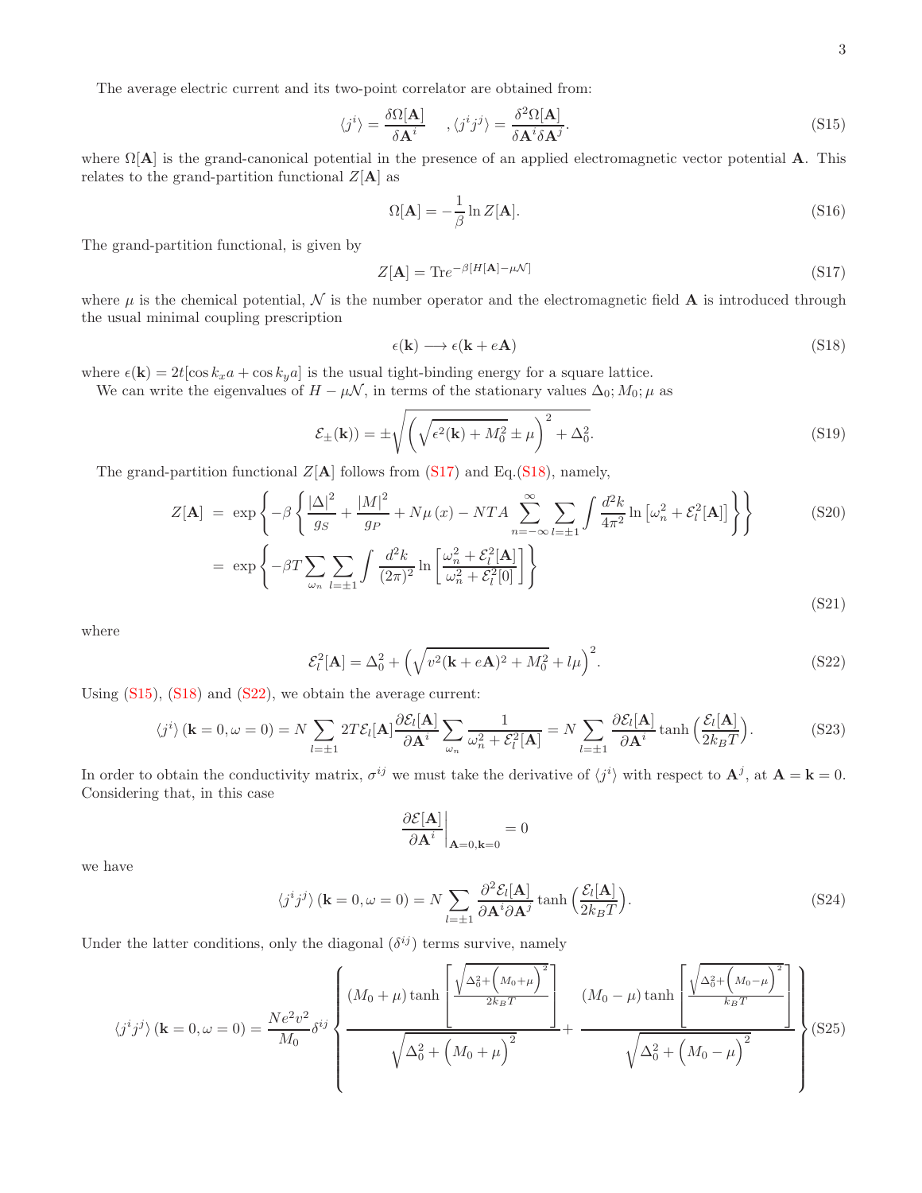The average electric current and its two-point correlator are obtained from:

$$
\langle j^i \rangle = \frac{\delta \Omega[\mathbf{A}]}{\delta \mathbf{A}^i} \quad , \langle j^i j^j \rangle = \frac{\delta^2 \Omega[\mathbf{A}]}{\delta \mathbf{A}^i \delta \mathbf{A}^j}. \tag{S15}
$$

where $\Omega[\mathbf{A}]$ is the grand-canonical potential in the presence of an applied electromagnetic vector potential $\mathbf{A}$. This relates to the grand-partition functional $Z[\mathbf{A}]$ as

$$
\Omega[\mathbf{A}] = -\frac{1}{\beta} \ln Z[\mathbf{A}]. \tag{S16}
$$

The grand-partition functional, is given by

$$
Z[\mathbf{A}] = \mathrm{Tr} e^{-\beta[H[\mathbf{A}] - \mu \mathcal{N}]} \tag{S17}
$$

where $\mu$ is the chemical potential, $\mathcal{N}$ is the number operator and the electromagnetic field $\mathbf{A}$ is introduced through the usual minimal coupling prescription

$$
\epsilon(\mathbf{k}) \longrightarrow \epsilon(\mathbf{k} + e\mathbf{A}) \tag{S18}
$$

where $\epsilon(\mathbf{k}) = 2t[\cos k_x a + \cos k_y a]$ is the usual tight-binding energy for a square lattice.

We can write the eigenvalues of $H - \mu\mathcal{N}$, in terms of the stationary values $\Delta_0; M_0; \mu$ as

$$
\mathcal{E}_{\pm}(\mathbf{k})) = \pm \sqrt{\left( \sqrt{\epsilon^2(\mathbf{k}) + M_0^2} \pm \mu \right)^2 + \Delta_0^2}. \tag{S19}
$$

The grand-partition functional $Z[\mathbf{A}]$ follows from (S17) and Eq.(S18), namely,

$$
Z[\mathbf{A}] = \exp\left\{ -\beta \left\{ \frac{|\Delta|^2}{g_S} + \frac{|M|^2}{g_P} + N\mu(x) - NTA \sum_{n=-\infty}^{\infty} \sum_{l=\pm 1} \int \frac{d^2k}{4\pi^2} \ln\left[ \omega_n^2 + \mathcal{E}_l^2[\mathbf{A}] \right] \right\} \right\} \tag{S20}
$$

$$
= \exp\left\{ -\beta T \sum_{\omega_n} \sum_{l=\pm 1} \int \frac{d^2k}{(2\pi)^2} \ln\left[ \frac{\omega_n^2 + \mathcal{E}_l^2[\mathbf{A}]}{\omega_n^2 + \mathcal{E}_l^2[0]} \right] \right\} \tag{S21}
$$

where

$$
\mathcal{E}_l^2[\mathbf{A}] = \Delta_0^2 + \left( \sqrt{v^2(\mathbf{k} + e\mathbf{A})^2 + M_0^2} + l\mu \right)^2. \tag{S22}
$$

Using (S15), (S18) and (S22), we obtain the average current:

$$
\langle j^i \rangle (\mathbf{k} = 0, \omega = 0) = N \sum_{l=\pm 1} 2T \mathcal{E}_l[\mathbf{A}] \frac{\partial \mathcal{E}_l[\mathbf{A}]}{\partial \mathbf{A}^i} \sum_{\omega_n} \frac{1}{\omega_n^2 + \mathcal{E}_l^2[\mathbf{A}]} = N \sum_{l=\pm 1} \frac{\partial \mathcal{E}_l[\mathbf{A}]}{\partial \mathbf{A}^i} \tanh\left( \frac{\mathcal{E}_l[\mathbf{A}]}{2k_B T} \right). \tag{S23}
$$

In order to obtain the conductivity matrix, $\sigma^{ij}$ we must take the derivative of $\langle j^i \rangle$ with respect to $\mathbf{A}^j$, at $\mathbf{A} = \mathbf{k} = 0$. Considering that, in this case

$$
\left. \frac{\partial \mathcal{E}[\mathbf{A}]}{\partial \mathbf{A}^i} \right|_{\mathbf{A}=0, \mathbf{k}=0} = 0
$$

we have

$$
\langle j^i j^j \rangle (\mathbf{k} = 0, \omega = 0) = N \sum_{l=\pm 1} \frac{\partial^2 \mathcal{E}_l[\mathbf{A}]}{\partial \mathbf{A}^i \partial \mathbf{A}^j} \tanh\left( \frac{\mathcal{E}_l[\mathbf{A}]}{2k_B T} \right). \tag{S24}
$$

Under the latter conditions, only the diagonal ($\delta^{ij}$) terms survive, namely

$$
\langle j^i j^j \rangle (\mathbf{k} = 0, \omega = 0) = \frac{Ne^2 v^2}{M_0} \delta^{ij} \left\{ \frac{(M_0 + \mu) \tanh\left[ \frac{\sqrt{\Delta_0^2 + \left(M_0 + \mu\right)^2}}{2k_B T} \right]}{\sqrt{\Delta_0^2 + \left(M_0 + \mu\right)^2}} + \frac{(M_0 - \mu) \tanh\left[ \frac{\sqrt{\Delta_0^2 + \left(M_0 - \mu\right)^2}}{k_B T} \right]}{\sqrt{\Delta_0^2 + \left(M_0 - \mu\right)^2}} \right\} \tag{S25}
$$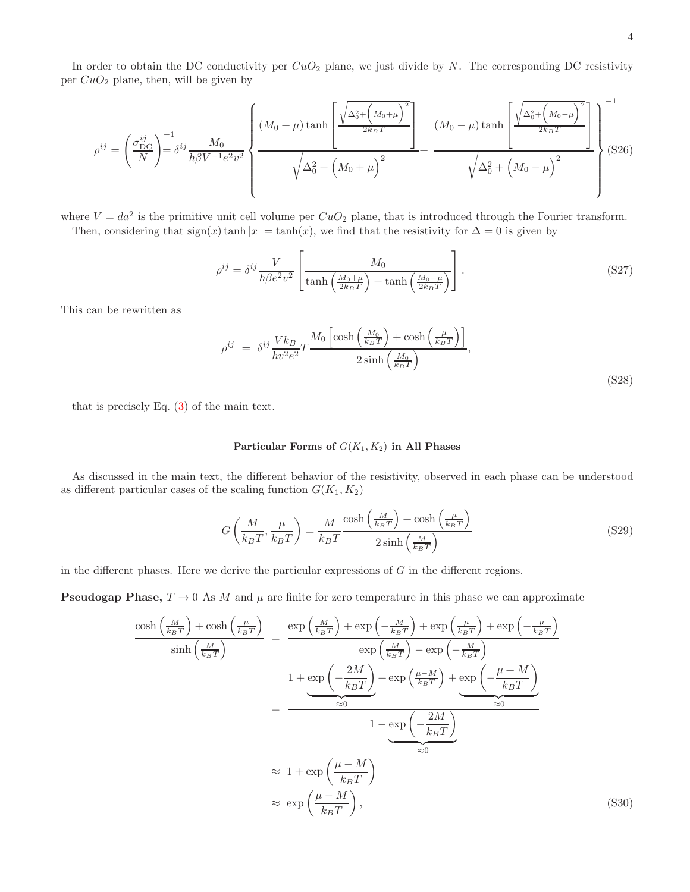In order to obtain the DC conductivity per $CuO_2$ plane, we just divide by $N$. The corresponding DC resistivity per $CuO_2$ plane, then, will be given by

$$\rho^{ij} = \left(\frac{\sigma^{ij}_{\rm DC}}{N}\right)^{-1} = \delta^{ij}\frac{M_0}{\hbar\beta V^{-1}e^2v^2}\left\{\frac{(M_0+\mu)\tanh\left[\frac{\sqrt{\Delta_0^2+\left(M_0+\mu\right)^2}}{2k_BT}\right]}{\sqrt{\Delta_0^2+\left(M_0+\mu\right)^2}} + \frac{(M_0-\mu)\tanh\left[\frac{\sqrt{\Delta_0^2+\left(M_0-\mu\right)^2}}{2k_BT}\right]}{\sqrt{\Delta_0^2+\left(M_0-\mu\right)^2}}\right\}^{-1} \tag{S26}$$

where $V = da^2$ is the primitive unit cell volume per $CuO_2$ plane, that is introduced through the Fourier transform.

Then, considering that $\text{sign}(x)\tanh|x| = \tanh(x)$, we find that the resistivity for $\Delta = 0$ is given by

$$\rho^{ij} = \delta^{ij}\frac{V}{\hbar\beta e^2v^2}\left[\frac{M_0}{\tanh\left(\frac{M_0+\mu}{2k_BT}\right)+\tanh\left(\frac{M_0-\mu}{2k_BT}\right)}\right]. \tag{S27}$$

This can be rewritten as

$$\rho^{ij} = \delta^{ij}\frac{Vk_B}{\hbar v^2e^2}T\frac{M_0\left[\cosh\left(\frac{M_0}{k_BT}\right)+\cosh\left(\frac{\mu}{k_BT}\right)\right]}{2\sinh\left(\frac{M_0}{k_BT}\right)}, \tag{S28}$$

that is precisely Eq. (3) of the main text.

### Particular Forms of $G(K_1, K_2)$ in All Phases

As discussed in the main text, the different behavior of the resistivity, observed in each phase can be understood as different particular cases of the scaling function $G(K_1, K_2)$

$$G\left(\frac{M}{k_BT}, \frac{\mu}{k_BT}\right) = \frac{M}{k_BT}\frac{\cosh\left(\frac{M}{k_BT}\right)+\cosh\left(\frac{\mu}{k_BT}\right)}{2\sinh\left(\frac{M}{k_BT}\right)} \tag{S29}$$

in the different phases. Here we derive the particular expressions of $G$ in the different regions.

**Pseudogap Phase,** $T \to 0$ As $M$ and $\mu$ are finite for zero temperature in this phase we can approximate

$$\begin{aligned}
\frac{\cosh\left(\frac{M}{k_BT}\right)+\cosh\left(\frac{\mu}{k_BT}\right)}{\sinh\left(\frac{M}{k_BT}\right)} &= \frac{\exp\left(\frac{M}{k_BT}\right)+\exp\left(-\frac{M}{k_BT}\right)+\exp\left(\frac{\mu}{k_BT}\right)+\exp\left(-\frac{\mu}{k_BT}\right)}{\exp\left(\frac{M}{k_BT}\right)-\exp\left(-\frac{M}{k_BT}\right)} \\
&= \frac{1+\underbrace{\exp\left(-\frac{2M}{k_BT}\right)}_{\approx 0}+\exp\left(\frac{\mu-M}{k_BT}\right)+\underbrace{\exp\left(-\frac{\mu+M}{k_BT}\right)}_{\approx 0}}{1-\underbrace{\exp\left(-\frac{2M}{k_BT}\right)}_{\approx 0}} \\
&\approx 1+\exp\left(\frac{\mu-M}{k_BT}\right) \\
&\approx \exp\left(\frac{\mu-M}{k_BT}\right),
\end{aligned} \tag{S30}$$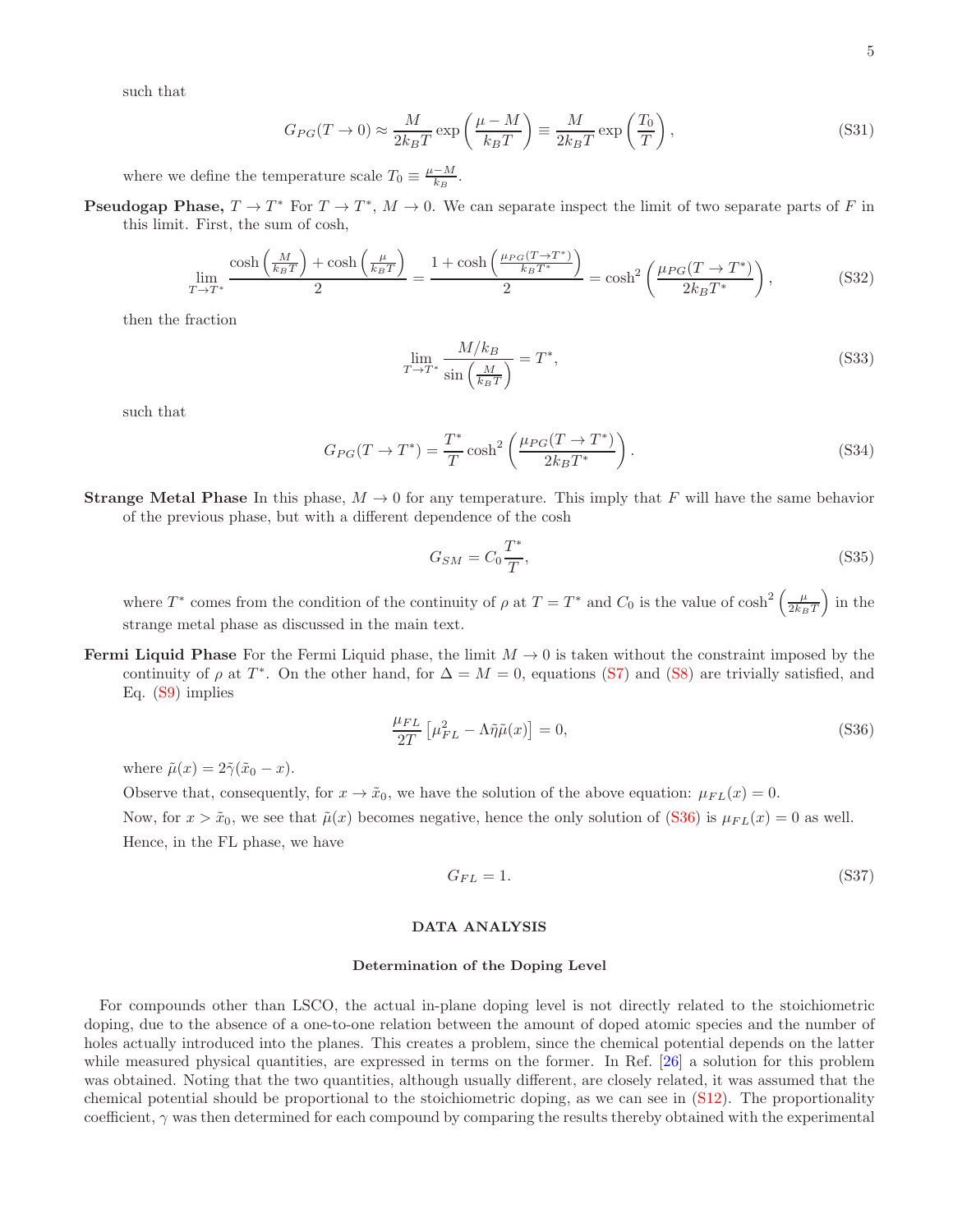such that

$$G_{PG}(T \to 0) \approx \frac{M}{2k_BT} \exp\left(\frac{\mu - M}{k_BT}\right) \equiv \frac{M}{2k_BT} \exp\left(\frac{T_0}{T}\right), \tag{S31}$$

where we define the temperature scale $T_0 \equiv \frac{\mu - M}{k_B}$.

**Pseudogap Phase,** $T \to T^*$ For $T \to T^*$, $M \to 0$. We can separate inspect the limit of two separate parts of $F$ in this limit. First, the sum of cosh,

$$\lim_{T \to T^*} \frac{\cosh\left(\frac{M}{k_BT}\right) + \cosh\left(\frac{\mu}{k_BT}\right)}{2} = \frac{1 + \cosh\left(\frac{\mu_{PG}(T \to T^*)}{k_BT^*}\right)}{2} = \cosh^2\left(\frac{\mu_{PG}(T \to T^*)}{2k_BT^*}\right), \tag{S32}$$

then the fraction

$$\lim_{T \to T^*} \frac{M/k_B}{\sin\left(\frac{M}{k_BT}\right)} = T^*, \tag{S33}$$

such that

$$G_{PG}(T \to T^*) = \frac{T^*}{T} \cosh^2\left(\frac{\mu_{PG}(T \to T^*)}{2k_BT^*}\right). \tag{S34}$$

**Strange Metal Phase** In this phase, $M \to 0$ for any temperature. This imply that $F$ will have the same behavior of the previous phase, but with a different dependence of the cosh

$$G_{SM} = C_0 \frac{T^*}{T}, \tag{S35}$$

where $T^*$ comes from the condition of the continuity of $\rho$ at $T = T^*$ and $C_0$ is the value of $\cosh^2\left(\frac{\mu}{2k_BT}\right)$ in the strange metal phase as discussed in the main text.

**Fermi Liquid Phase** For the Fermi Liquid phase, the limit $M \to 0$ is taken without the constraint imposed by the continuity of $\rho$ at $T^*$. On the other hand, for $\Delta = M = 0$, equations (S7) and (S8) are trivially satisfied, and Eq. (S9) implies

$$\frac{\mu_{FL}}{2T}\left[\mu_{FL}^2 - \Lambda \tilde{\eta} \tilde{\mu}(x)\right] = 0, \tag{S36}$$

where $\tilde{\mu}(x) = 2\tilde{\gamma}(\tilde{x}_0 - x)$.

Observe that, consequently, for $x \to \tilde{x}_0$, we have the solution of the above equation: $\mu_{FL}(x) = 0$.

Now, for $x > \tilde{x}_0$, we see that $\tilde{\mu}(x)$ becomes negative, hence the only solution of (S36) is $\mu_{FL}(x) = 0$ as well.

Hence, in the FL phase, we have

$$G_{FL} = 1. \tag{S37}$$

## DATA ANALYSIS

### Determination of the Doping Level

For compounds other than LSCO, the actual in-plane doping level is not directly related to the stoichiometric doping, due to the absence of a one-to-one relation between the amount of doped atomic species and the number of holes actually introduced into the planes. This creates a problem, since the chemical potential depends on the latter while measured physical quantities, are expressed in terms on the former. In Ref. [26] a solution for this problem was obtained. Noting that the two quantities, although usually different, are closely related, it was assumed that the chemical potential should be proportional to the stoichiometric doping, as we can see in (S12). The proportionality coefficient, $\gamma$ was then determined for each compound by comparing the results thereby obtained with the experimental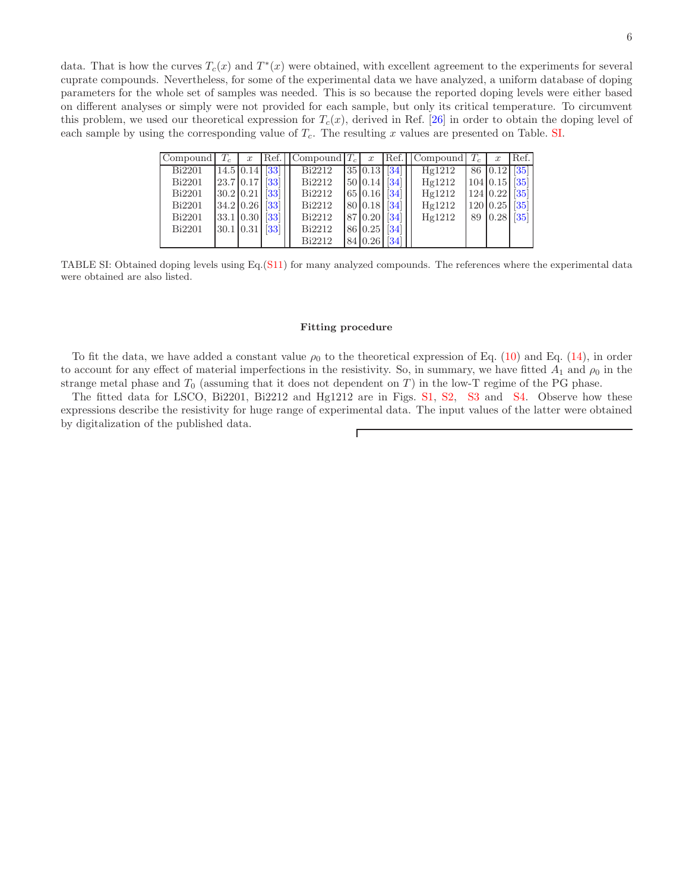data. That is how the curves $T_c(x)$ and $T^*(x)$ were obtained, with excellent agreement to the experiments for several cuprate compounds. Nevertheless, for some of the experimental data we have analyzed, a uniform database of doping parameters for the whole set of samples was needed. This is so because the reported doping levels were either based on different analyses or simply were not provided for each sample, but only its critical temperature. To circumvent this problem, we used our theoretical expression for $T_c(x)$, derived in Ref. [26] in order to obtain the doping level of each sample by using the corresponding value of $T_c$. The resulting $x$ values are presented on Table. SI.

| Compound | $T_c$ | $x$ | Ref. | Compound | $T_c$ | $x$ | Ref. | Compound | $T_c$ | $x$ | Ref. |
|---|---|---|---|---|---|---|---|---|---|---|---|
| Bi2201 | 14.5 | 0.14 | [33] | Bi2212 | 35 | 0.13 | [34] | Hg1212 | 86 | 0.12 | [35] |
| Bi2201 | 23.7 | 0.17 | [33] | Bi2212 | 50 | 0.14 | [34] | Hg1212 | 104 | 0.15 | [35] |
| Bi2201 | 30.2 | 0.21 | [33] | Bi2212 | 65 | 0.16 | [34] | Hg1212 | 124 | 0.22 | [35] |
| Bi2201 | 34.2 | 0.26 | [33] | Bi2212 | 80 | 0.18 | [34] | Hg1212 | 120 | 0.25 | [35] |
| Bi2201 | 33.1 | 0.30 | [33] | Bi2212 | 87 | 0.20 | [34] | Hg1212 | 89 | 0.28 | [35] |
| Bi2201 | 30.1 | 0.31 | [33] | Bi2212 | 86 | 0.25 | [34] | | | | |
| | | | | Bi2212 | 84 | 0.26 | [34] | | | | |

TABLE SI: Obtained doping levels using Eq.(S11) for many analyzed compounds. The references where the experimental data were obtained are also listed.

### Fitting procedure

To fit the data, we have added a constant value $\rho_0$ to the theoretical expression of Eq. (10) and Eq. (14), in order to account for any effect of material imperfections in the resistivity. So, in summary, we have fitted $A_1$ and $\rho_0$ in the strange metal phase and $T_0$ (assuming that it does not dependent on $T$) in the low-T regime of the PG phase.

The fitted data for LSCO, Bi2201, Bi2212 and Hg1212 are in Figs. S1, S2, S3 and S4. Observe how these expressions describe the resistivity for huge range of experimental data. The input values of the latter were obtained by digitalization of the published data.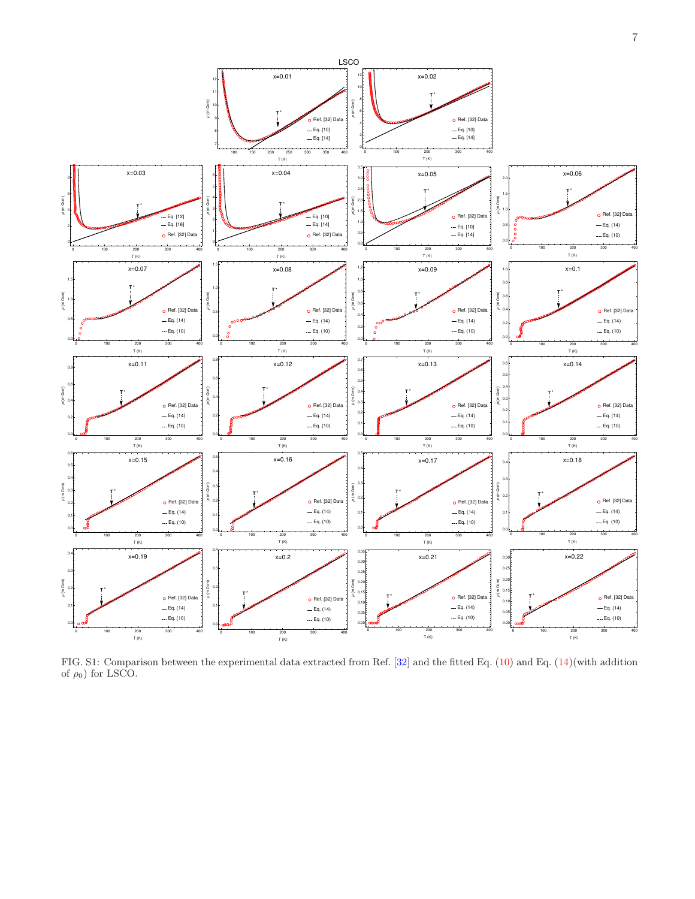LSCO

x=0.01

T*

Ref. [32] Data

Eq. [10]

Eq. [14]

x=0.02

T*

Ref. [32] Data

Eq. [10]

Eq. [14]

x=0.03

T*

Eq. [12]

Eq. [16]

Ref. [32] Data

x=0.04

T*

Eq. [10]

Eq. [14]

Ref. [32] Data

x=0.05

T*

Ref. [32] Data

Eq. [10]

Eq. [14]

x=0.06

T*

Ref. [32] Data

Eq. (14)

Eq. (10)

x=0.07

x=0.08

x=0.09

x=0.1

x=0.11

x=0.12

x=0.13

x=0.14

x=0.15

x=0.16

x=0.17

x=0.18

x=0.19

x=0.2

x=0.21

x=0.22

T*

Ref. [32] Data

Eq. (14)

Eq. (10)

ρ (m Ωcm)

T (K)

FIG. S1: Comparison between the experimental data extracted from Ref. [32] and the fitted Eq. (10) and Eq. (14)(with addition of $\rho_0$) for LSCO.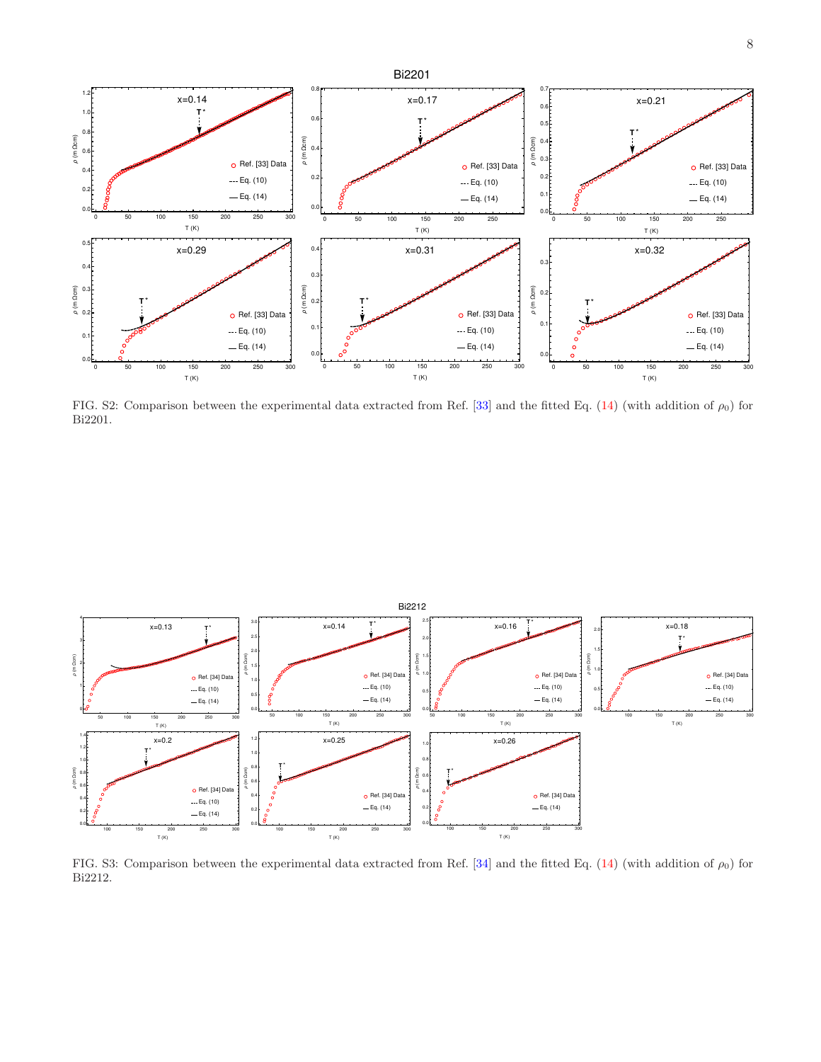Bi2201

x=0.14
T*
Ref. [33] Data
Eq. (10)
Eq. (14)
ρ (m Ωcm)
T (K)

x=0.17
T*
Ref. [33] Data
Eq. (10)
Eq. (14)

x=0.21
T*
Ref. [33] Data
Eq. (10)
Eq. (14)

x=0.29
T*
Ref. [33] Data
Eq. (10)
Eq. (14)

x=0.31
T*
Ref. [33] Data
Eq. (10)
Eq. (14)

x=0.32
T*
Ref. [33] Data
Eq. (10)
Eq. (14)

FIG. S2: Comparison between the experimental data extracted from Ref. [33] and the fitted Eq. (14) (with addition of $\rho_0$) for Bi2201.

Bi2212

x=0.13
T*
Ref. [34] Data
Eq. (10)
Eq. (14)
ρ (m Ωcm)
T (K)

x=0.14
T*
Ref. [34] Data
Eq. (10)
Eq. (14)

x=0.16
T*
Ref. [34] Data
Eq. (10)
Eq. (14)

x=0.18
T*
Ref. [34] Data
Eq. (10)
Eq. (14)

x=0.2
T*
Ref. [34] Data
Eq. (10)
Eq. (14)

x=0.25
T*
Ref. [34] Data
Eq. (14)

x=0.26
T*
Ref. [34] Data
Eq. (14)

FIG. S3: Comparison between the experimental data extracted from Ref. [34] and the fitted Eq. (14) (with addition of $\rho_0$) for Bi2212.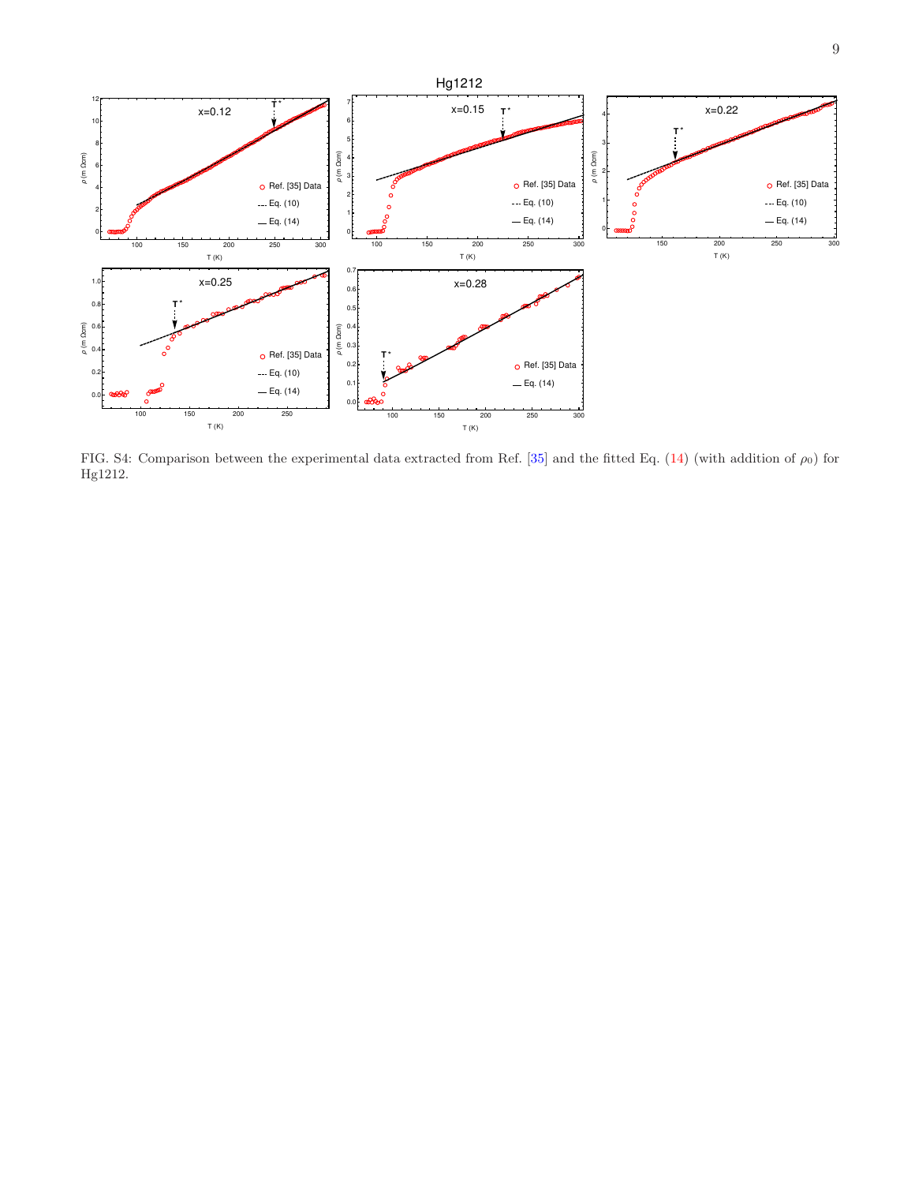Hg1212

x=0.12

T*

Ref. [35] Data

Eq. (10)

Eq. (14)

ρ (m Ωcm)

T (K)

x=0.15

T*

Ref. [35] Data

Eq. (10)

Eq. (14)

ρ (m Ωcm)

T (K)

x=0.22

T*

Ref. [35] Data

Eq. (10)

Eq. (14)

ρ (m Ωcm)

T (K)

x=0.25

T*

Ref. [35] Data

Eq. (10)

Eq. (14)

ρ (m Ωcm)

T (K)

x=0.28

T*

Ref. [35] Data

Eq. (14)

ρ (m Ωcm)

T (K)

FIG. S4: Comparison between the experimental data extracted from Ref. [35] and the fitted Eq. (14) (with addition of $\rho_0$) for Hg1212.